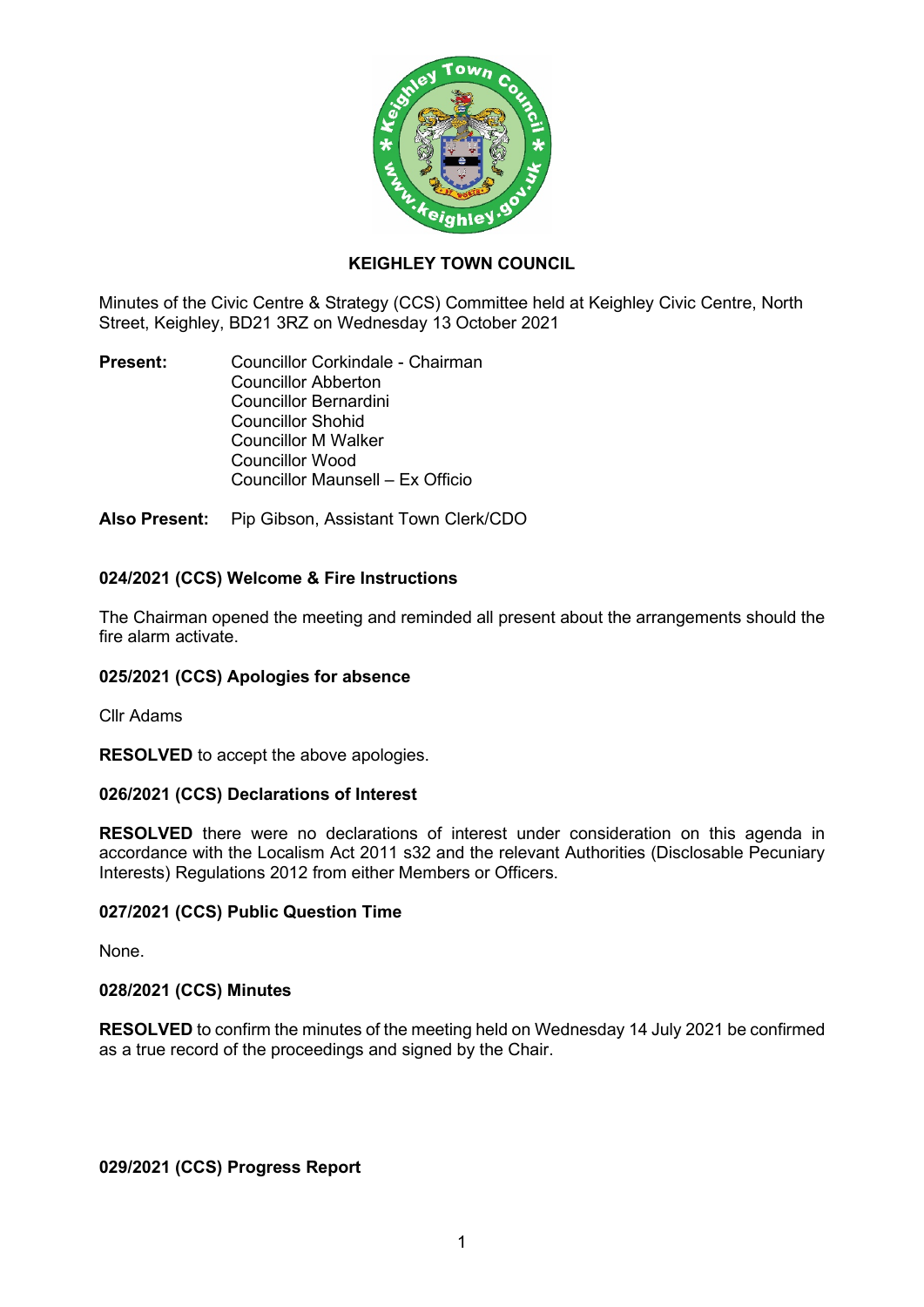# KEIGHLEY TOWN COUNCIL

Minutes of the Civic Centre & Strategy (CCS) Committee held at Keighley Civic Centre, North Street, Keighley, BD21 3RZ on Wednesday 13 October 2021

**Present:** Councillor Corkindale - Chairman
Councillor Abberton
Councillor Bernardini
Councillor Shohid
Councillor M Walker
Councillor Wood
Councillor Maunsell – Ex Officio

**Also Present:** Pip Gibson, Assistant Town Clerk/CDO

### 024/2021 (CCS) Welcome & Fire Instructions

The Chairman opened the meeting and reminded all present about the arrangements should the fire alarm activate.

### 025/2021 (CCS) Apologies for absence

Cllr Adams

**RESOLVED** to accept the above apologies.

### 026/2021 (CCS) Declarations of Interest

**RESOLVED** there were no declarations of interest under consideration on this agenda in accordance with the Localism Act 2011 s32 and the relevant Authorities (Disclosable Pecuniary Interests) Regulations 2012 from either Members or Officers.

### 027/2021 (CCS) Public Question Time

None.

### 028/2021 (CCS) Minutes

**RESOLVED** to confirm the minutes of the meeting held on Wednesday 14 July 2021 be confirmed as a true record of the proceedings and signed by the Chair.

### 029/2021 (CCS) Progress Report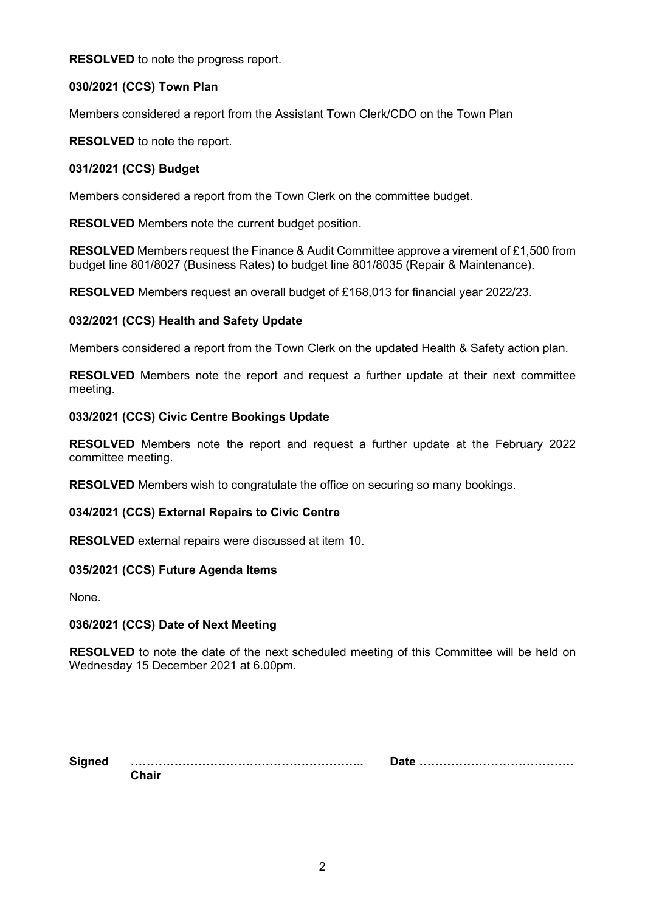**RESOLVED** to note the progress report.

### 030/2021 (CCS) Town Plan

Members considered a report from the Assistant Town Clerk/CDO on the Town Plan

**RESOLVED** to note the report.

### 031/2021 (CCS) Budget

Members considered a report from the Town Clerk on the committee budget.

**RESOLVED** Members note the current budget position.

**RESOLVED** Members request the Finance & Audit Committee approve a virement of £1,500 from budget line 801/8027 (Business Rates) to budget line 801/8035 (Repair & Maintenance).

**RESOLVED** Members request an overall budget of £168,013 for financial year 2022/23.

### 032/2021 (CCS) Health and Safety Update

Members considered a report from the Town Clerk on the updated Health & Safety action plan.

**RESOLVED** Members note the report and request a further update at their next committee meeting.

### 033/2021 (CCS) Civic Centre Bookings Update

**RESOLVED** Members note the report and request a further update at the February 2022 committee meeting.

**RESOLVED** Members wish to congratulate the office on securing so many bookings.

### 034/2021 (CCS) External Repairs to Civic Centre

**RESOLVED** external repairs were discussed at item 10.

### 035/2021 (CCS) Future Agenda Items

None.

### 036/2021 (CCS) Date of Next Meeting

**RESOLVED** to note the date of the next scheduled meeting of this Committee will be held on Wednesday 15 December 2021 at 6.00pm.

**Signed** ………………………………………………….. **Date** …………………………………
**Chair**